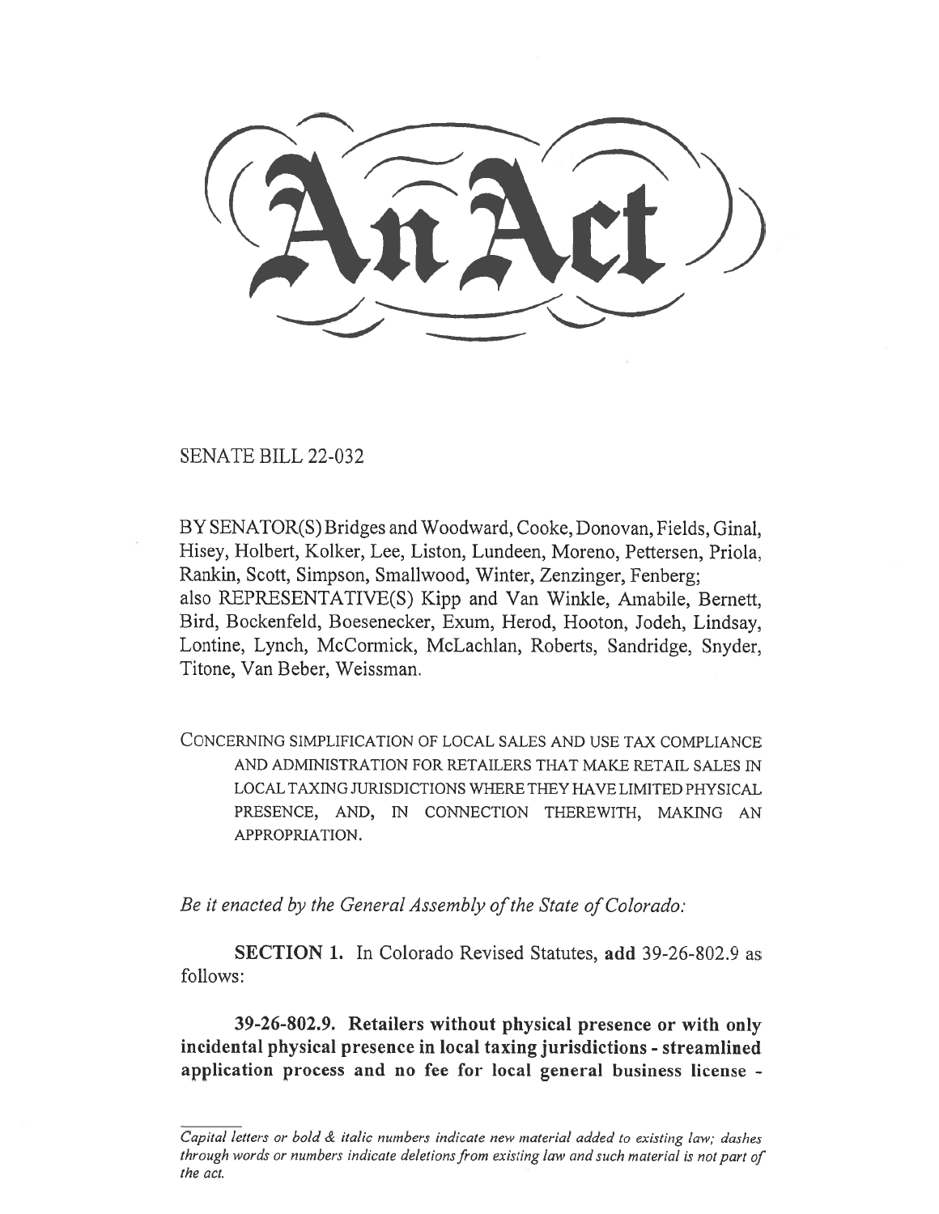# An Act

SENATE BILL 22-032

BY SENATOR(S) Bridges and Woodward, Cooke, Donovan, Fields, Ginal, Hisey, Holbert, Kolker, Lee, Liston, Lundeen, Moreno, Pettersen, Priola, Rankin, Scott, Simpson, Smallwood, Winter, Zenzinger, Fenberg;
also REPRESENTATIVE(S) Kipp and Van Winkle, Amabile, Bernett, Bird, Bockenfeld, Boesenecker, Exum, Herod, Hooton, Jodeh, Lindsay, Lontine, Lynch, McCormick, McLachlan, Roberts, Sandridge, Snyder, Titone, Van Beber, Weissman.

CONCERNING SIMPLIFICATION OF LOCAL SALES AND USE TAX COMPLIANCE AND ADMINISTRATION FOR RETAILERS THAT MAKE RETAIL SALES IN LOCAL TAXING JURISDICTIONS WHERE THEY HAVE LIMITED PHYSICAL PRESENCE, AND, IN CONNECTION THEREWITH, MAKING AN APPROPRIATION.

*Be it enacted by the General Assembly of the State of Colorado:*

**SECTION 1.** In Colorado Revised Statutes, **add** 39-26-802.9 as follows:

**39-26-802.9. Retailers without physical presence or with only incidental physical presence in local taxing jurisdictions - streamlined application process and no fee for local general business license -**

*Capital letters or bold & italic numbers indicate new material added to existing law; dashes through words or numbers indicate deletions from existing law and such material is not part of the act.*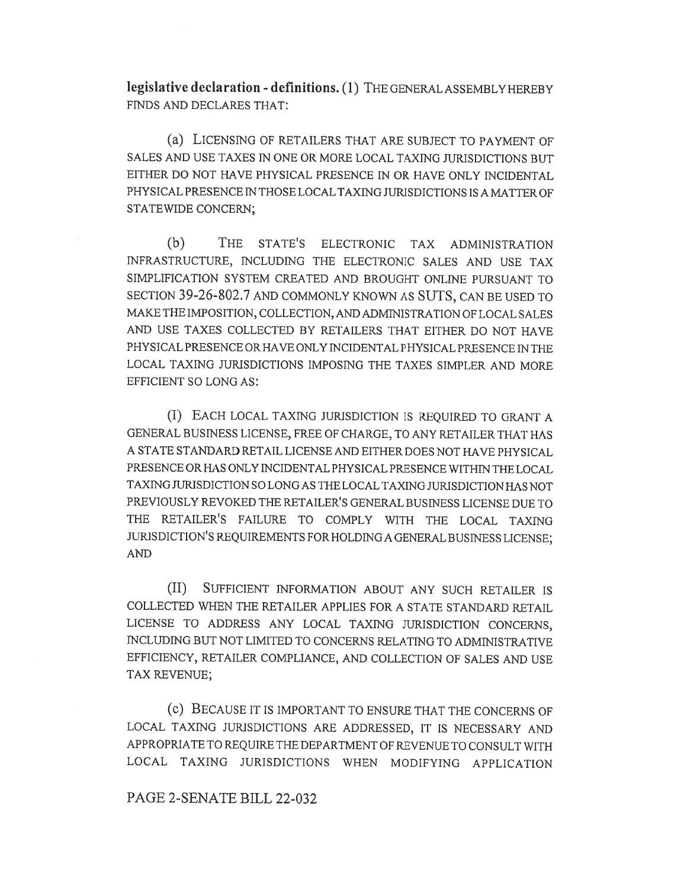**legislative declaration - definitions.** (1) THE GENERAL ASSEMBLY HEREBY FINDS AND DECLARES THAT:

(a) LICENSING OF RETAILERS THAT ARE SUBJECT TO PAYMENT OF SALES AND USE TAXES IN ONE OR MORE LOCAL TAXING JURISDICTIONS BUT EITHER DO NOT HAVE PHYSICAL PRESENCE IN OR HAVE ONLY INCIDENTAL PHYSICAL PRESENCE IN THOSE LOCAL TAXING JURISDICTIONS IS A MATTER OF STATEWIDE CONCERN;

(b) THE STATE'S ELECTRONIC TAX ADMINISTRATION INFRASTRUCTURE, INCLUDING THE ELECTRONIC SALES AND USE TAX SIMPLIFICATION SYSTEM CREATED AND BROUGHT ONLINE PURSUANT TO SECTION 39-26-802.7 AND COMMONLY KNOWN AS SUTS, CAN BE USED TO MAKE THE IMPOSITION, COLLECTION, AND ADMINISTRATION OF LOCAL SALES AND USE TAXES COLLECTED BY RETAILERS THAT EITHER DO NOT HAVE PHYSICAL PRESENCE OR HAVE ONLY INCIDENTAL PHYSICAL PRESENCE IN THE LOCAL TAXING JURISDICTIONS IMPOSING THE TAXES SIMPLER AND MORE EFFICIENT SO LONG AS:

(I) EACH LOCAL TAXING JURISDICTION IS REQUIRED TO GRANT A GENERAL BUSINESS LICENSE, FREE OF CHARGE, TO ANY RETAILER THAT HAS A STATE STANDARD RETAIL LICENSE AND EITHER DOES NOT HAVE PHYSICAL PRESENCE OR HAS ONLY INCIDENTAL PHYSICAL PRESENCE WITHIN THE LOCAL TAXING JURISDICTION SO LONG AS THE LOCAL TAXING JURISDICTION HAS NOT PREVIOUSLY REVOKED THE RETAILER'S GENERAL BUSINESS LICENSE DUE TO THE RETAILER'S FAILURE TO COMPLY WITH THE LOCAL TAXING JURISDICTION'S REQUIREMENTS FOR HOLDING A GENERAL BUSINESS LICENSE; AND

(II) SUFFICIENT INFORMATION ABOUT ANY SUCH RETAILER IS COLLECTED WHEN THE RETAILER APPLIES FOR A STATE STANDARD RETAIL LICENSE TO ADDRESS ANY LOCAL TAXING JURISDICTION CONCERNS, INCLUDING BUT NOT LIMITED TO CONCERNS RELATING TO ADMINISTRATIVE EFFICIENCY, RETAILER COMPLIANCE, AND COLLECTION OF SALES AND USE TAX REVENUE;

(c) BECAUSE IT IS IMPORTANT TO ENSURE THAT THE CONCERNS OF LOCAL TAXING JURISDICTIONS ARE ADDRESSED, IT IS NECESSARY AND APPROPRIATE TO REQUIRE THE DEPARTMENT OF REVENUE TO CONSULT WITH LOCAL TAXING JURISDICTIONS WHEN MODIFYING APPLICATION

PAGE 2-SENATE BILL 22-032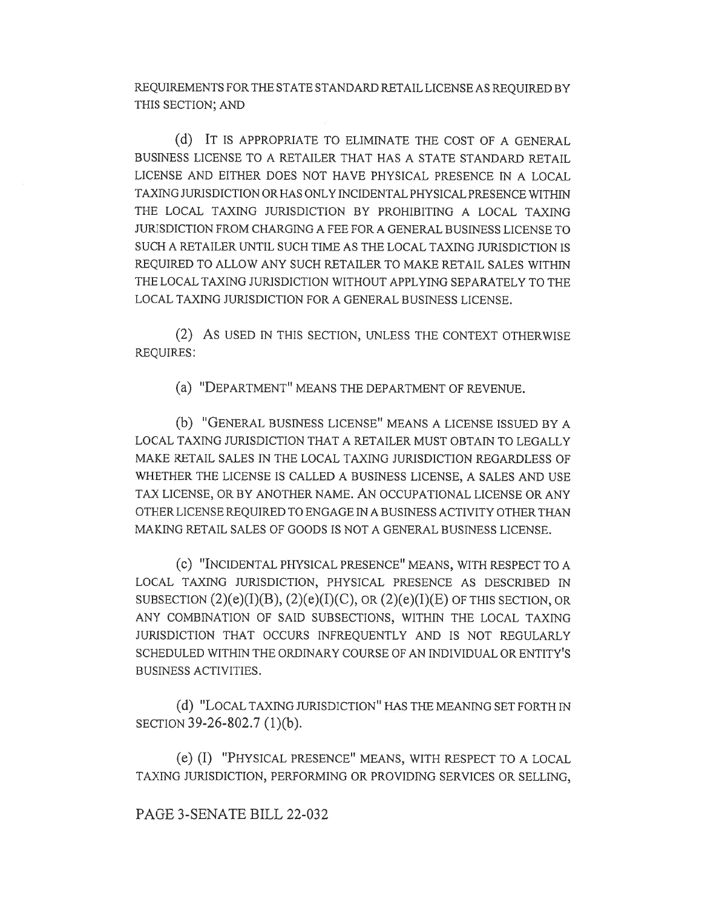REQUIREMENTS FOR THE STATE STANDARD RETAIL LICENSE AS REQUIRED BY THIS SECTION; AND

(d) IT IS APPROPRIATE TO ELIMINATE THE COST OF A GENERAL BUSINESS LICENSE TO A RETAILER THAT HAS A STATE STANDARD RETAIL LICENSE AND EITHER DOES NOT HAVE PHYSICAL PRESENCE IN A LOCAL TAXING JURISDICTION OR HAS ONLY INCIDENTAL PHYSICAL PRESENCE WITHIN THE LOCAL TAXING JURISDICTION BY PROHIBITING A LOCAL TAXING JURISDICTION FROM CHARGING A FEE FOR A GENERAL BUSINESS LICENSE TO SUCH A RETAILER UNTIL SUCH TIME AS THE LOCAL TAXING JURISDICTION IS REQUIRED TO ALLOW ANY SUCH RETAILER TO MAKE RETAIL SALES WITHIN THE LOCAL TAXING JURISDICTION WITHOUT APPLYING SEPARATELY TO THE LOCAL TAXING JURISDICTION FOR A GENERAL BUSINESS LICENSE.

(2) AS USED IN THIS SECTION, UNLESS THE CONTEXT OTHERWISE REQUIRES:

(a) "DEPARTMENT" MEANS THE DEPARTMENT OF REVENUE.

(b) "GENERAL BUSINESS LICENSE" MEANS A LICENSE ISSUED BY A LOCAL TAXING JURISDICTION THAT A RETAILER MUST OBTAIN TO LEGALLY MAKE RETAIL SALES IN THE LOCAL TAXING JURISDICTION REGARDLESS OF WHETHER THE LICENSE IS CALLED A BUSINESS LICENSE, A SALES AND USE TAX LICENSE, OR BY ANOTHER NAME. AN OCCUPATIONAL LICENSE OR ANY OTHER LICENSE REQUIRED TO ENGAGE IN A BUSINESS ACTIVITY OTHER THAN MAKING RETAIL SALES OF GOODS IS NOT A GENERAL BUSINESS LICENSE.

(c) "INCIDENTAL PHYSICAL PRESENCE" MEANS, WITH RESPECT TO A LOCAL TAXING JURISDICTION, PHYSICAL PRESENCE AS DESCRIBED IN SUBSECTION (2)(e)(I)(B), (2)(e)(I)(C), OR (2)(e)(I)(E) OF THIS SECTION, OR ANY COMBINATION OF SAID SUBSECTIONS, WITHIN THE LOCAL TAXING JURISDICTION THAT OCCURS INFREQUENTLY AND IS NOT REGULARLY SCHEDULED WITHIN THE ORDINARY COURSE OF AN INDIVIDUAL OR ENTITY'S BUSINESS ACTIVITIES.

(d) "LOCAL TAXING JURISDICTION" HAS THE MEANING SET FORTH IN SECTION 39-26-802.7 (1)(b).

(e) (I) "PHYSICAL PRESENCE" MEANS, WITH RESPECT TO A LOCAL TAXING JURISDICTION, PERFORMING OR PROVIDING SERVICES OR SELLING,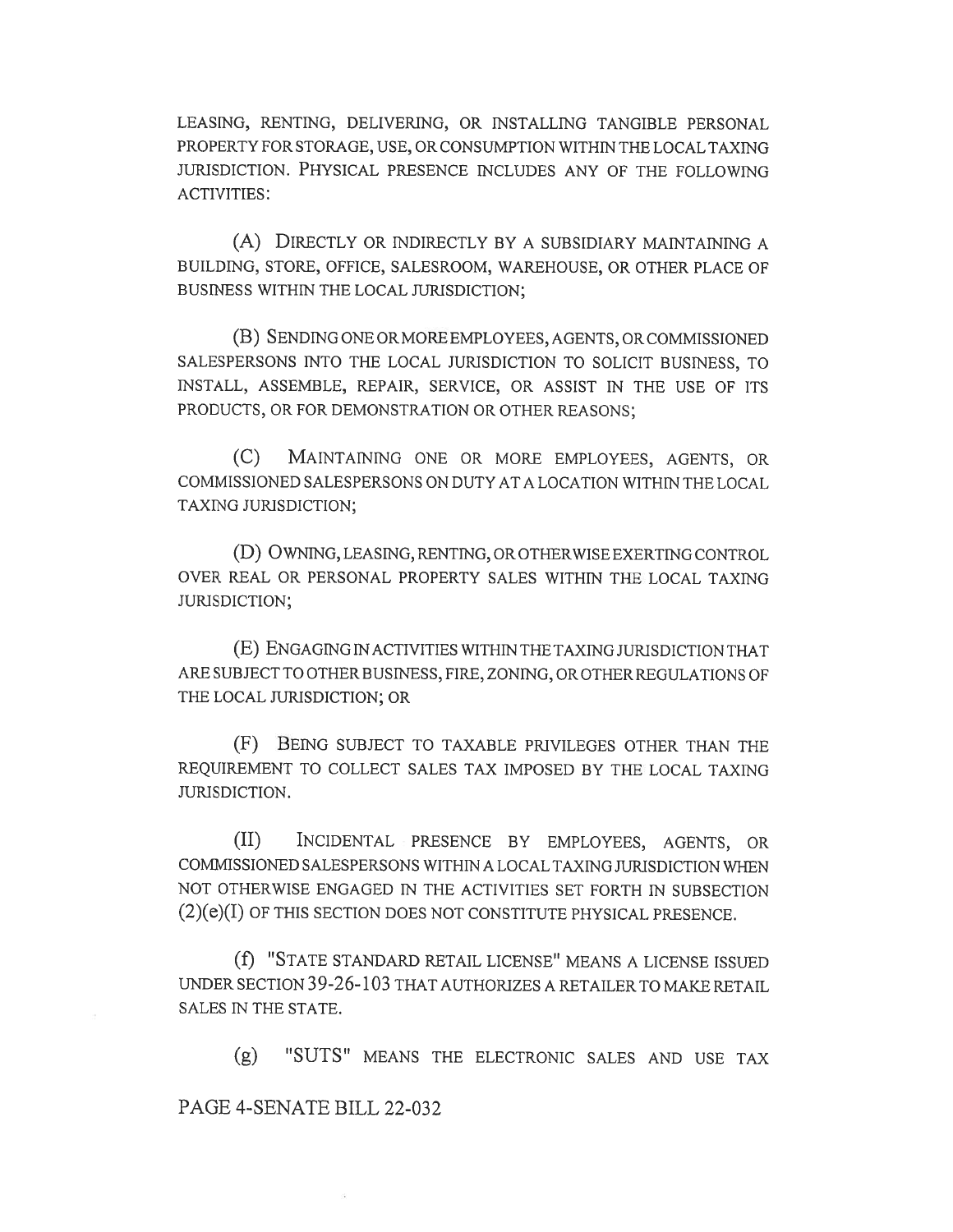LEASING, RENTING, DELIVERING, OR INSTALLING TANGIBLE PERSONAL PROPERTY FOR STORAGE, USE, OR CONSUMPTION WITHIN THE LOCAL TAXING JURISDICTION. PHYSICAL PRESENCE INCLUDES ANY OF THE FOLLOWING ACTIVITIES:

(A) DIRECTLY OR INDIRECTLY BY A SUBSIDIARY MAINTAINING A BUILDING, STORE, OFFICE, SALESROOM, WAREHOUSE, OR OTHER PLACE OF BUSINESS WITHIN THE LOCAL JURISDICTION;

(B) SENDING ONE OR MORE EMPLOYEES, AGENTS, OR COMMISSIONED SALESPERSONS INTO THE LOCAL JURISDICTION TO SOLICIT BUSINESS, TO INSTALL, ASSEMBLE, REPAIR, SERVICE, OR ASSIST IN THE USE OF ITS PRODUCTS, OR FOR DEMONSTRATION OR OTHER REASONS;

(C) MAINTAINING ONE OR MORE EMPLOYEES, AGENTS, OR COMMISSIONED SALESPERSONS ON DUTY AT A LOCATION WITHIN THE LOCAL TAXING JURISDICTION;

(D) OWNING, LEASING, RENTING, OR OTHERWISE EXERTING CONTROL OVER REAL OR PERSONAL PROPERTY SALES WITHIN THE LOCAL TAXING JURISDICTION;

(E) ENGAGING IN ACTIVITIES WITHIN THE TAXING JURISDICTION THAT ARE SUBJECT TO OTHER BUSINESS, FIRE, ZONING, OR OTHER REGULATIONS OF THE LOCAL JURISDICTION; OR

(F) BEING SUBJECT TO TAXABLE PRIVILEGES OTHER THAN THE REQUIREMENT TO COLLECT SALES TAX IMPOSED BY THE LOCAL TAXING JURISDICTION.

(II) INCIDENTAL PRESENCE BY EMPLOYEES, AGENTS, OR COMMISSIONED SALESPERSONS WITHIN A LOCAL TAXING JURISDICTION WHEN NOT OTHERWISE ENGAGED IN THE ACTIVITIES SET FORTH IN SUBSECTION (2)(e)(I) OF THIS SECTION DOES NOT CONSTITUTE PHYSICAL PRESENCE.

(f) "STATE STANDARD RETAIL LICENSE" MEANS A LICENSE ISSUED UNDER SECTION 39-26-103 THAT AUTHORIZES A RETAILER TO MAKE RETAIL SALES IN THE STATE.

(g) "SUTS" MEANS THE ELECTRONIC SALES AND USE TAX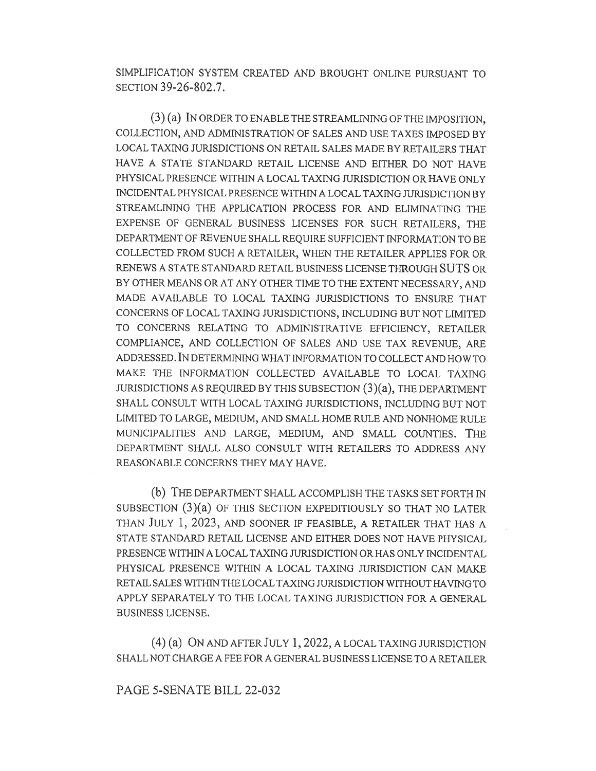SIMPLIFICATION SYSTEM CREATED AND BROUGHT ONLINE PURSUANT TO SECTION 39-26-802.7.

(3) (a) IN ORDER TO ENABLE THE STREAMLINING OF THE IMPOSITION, COLLECTION, AND ADMINISTRATION OF SALES AND USE TAXES IMPOSED BY LOCAL TAXING JURISDICTIONS ON RETAIL SALES MADE BY RETAILERS THAT HAVE A STATE STANDARD RETAIL LICENSE AND EITHER DO NOT HAVE PHYSICAL PRESENCE WITHIN A LOCAL TAXING JURISDICTION OR HAVE ONLY INCIDENTAL PHYSICAL PRESENCE WITHIN A LOCAL TAXING JURISDICTION BY STREAMLINING THE APPLICATION PROCESS FOR AND ELIMINATING THE EXPENSE OF GENERAL BUSINESS LICENSES FOR SUCH RETAILERS, THE DEPARTMENT OF REVENUE SHALL REQUIRE SUFFICIENT INFORMATION TO BE COLLECTED FROM SUCH A RETAILER, WHEN THE RETAILER APPLIES FOR OR RENEWS A STATE STANDARD RETAIL BUSINESS LICENSE THROUGH SUTS OR BY OTHER MEANS OR AT ANY OTHER TIME TO THE EXTENT NECESSARY, AND MADE AVAILABLE TO LOCAL TAXING JURISDICTIONS TO ENSURE THAT CONCERNS OF LOCAL TAXING JURISDICTIONS, INCLUDING BUT NOT LIMITED TO CONCERNS RELATING TO ADMINISTRATIVE EFFICIENCY, RETAILER COMPLIANCE, AND COLLECTION OF SALES AND USE TAX REVENUE, ARE ADDRESSED. IN DETERMINING WHAT INFORMATION TO COLLECT AND HOW TO MAKE THE INFORMATION COLLECTED AVAILABLE TO LOCAL TAXING JURISDICTIONS AS REQUIRED BY THIS SUBSECTION (3)(a), THE DEPARTMENT SHALL CONSULT WITH LOCAL TAXING JURISDICTIONS, INCLUDING BUT NOT LIMITED TO LARGE, MEDIUM, AND SMALL HOME RULE AND NONHOME RULE MUNICIPALITIES AND LARGE, MEDIUM, AND SMALL COUNTIES. THE DEPARTMENT SHALL ALSO CONSULT WITH RETAILERS TO ADDRESS ANY REASONABLE CONCERNS THEY MAY HAVE.

(b) THE DEPARTMENT SHALL ACCOMPLISH THE TASKS SET FORTH IN SUBSECTION (3)(a) OF THIS SECTION EXPEDITIOUSLY SO THAT NO LATER THAN JULY 1, 2023, AND SOONER IF FEASIBLE, A RETAILER THAT HAS A STATE STANDARD RETAIL LICENSE AND EITHER DOES NOT HAVE PHYSICAL PRESENCE WITHIN A LOCAL TAXING JURISDICTION OR HAS ONLY INCIDENTAL PHYSICAL PRESENCE WITHIN A LOCAL TAXING JURISDICTION CAN MAKE RETAIL SALES WITHIN THE LOCAL TAXING JURISDICTION WITHOUT HAVING TO APPLY SEPARATELY TO THE LOCAL TAXING JURISDICTION FOR A GENERAL BUSINESS LICENSE.

(4) (a) ON AND AFTER JULY 1, 2022, A LOCAL TAXING JURISDICTION SHALL NOT CHARGE A FEE FOR A GENERAL BUSINESS LICENSE TO A RETAILER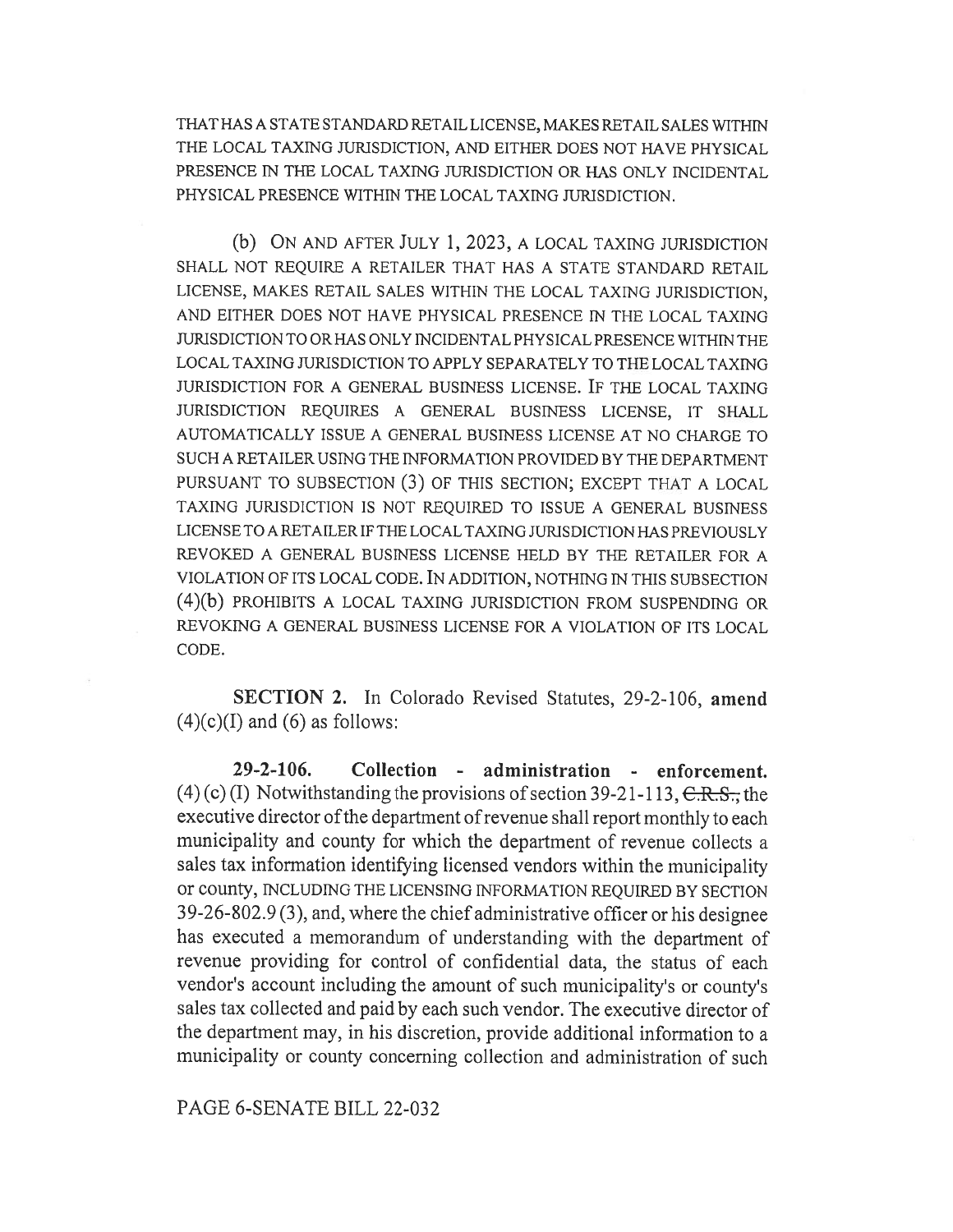THAT HAS A STATE STANDARD RETAIL LICENSE, MAKES RETAIL SALES WITHIN THE LOCAL TAXING JURISDICTION, AND EITHER DOES NOT HAVE PHYSICAL PRESENCE IN THE LOCAL TAXING JURISDICTION OR HAS ONLY INCIDENTAL PHYSICAL PRESENCE WITHIN THE LOCAL TAXING JURISDICTION.

(b) ON AND AFTER JULY 1, 2023, A LOCAL TAXING JURISDICTION SHALL NOT REQUIRE A RETAILER THAT HAS A STATE STANDARD RETAIL LICENSE, MAKES RETAIL SALES WITHIN THE LOCAL TAXING JURISDICTION, AND EITHER DOES NOT HAVE PHYSICAL PRESENCE IN THE LOCAL TAXING JURISDICTION TO OR HAS ONLY INCIDENTAL PHYSICAL PRESENCE WITHIN THE LOCAL TAXING JURISDICTION TO APPLY SEPARATELY TO THE LOCAL TAXING JURISDICTION FOR A GENERAL BUSINESS LICENSE. IF THE LOCAL TAXING JURISDICTION REQUIRES A GENERAL BUSINESS LICENSE, IT SHALL AUTOMATICALLY ISSUE A GENERAL BUSINESS LICENSE AT NO CHARGE TO SUCH A RETAILER USING THE INFORMATION PROVIDED BY THE DEPARTMENT PURSUANT TO SUBSECTION (3) OF THIS SECTION; EXCEPT THAT A LOCAL TAXING JURISDICTION IS NOT REQUIRED TO ISSUE A GENERAL BUSINESS LICENSE TO A RETAILER IF THE LOCAL TAXING JURISDICTION HAS PREVIOUSLY REVOKED A GENERAL BUSINESS LICENSE HELD BY THE RETAILER FOR A VIOLATION OF ITS LOCAL CODE. IN ADDITION, NOTHING IN THIS SUBSECTION (4)(b) PROHIBITS A LOCAL TAXING JURISDICTION FROM SUSPENDING OR REVOKING A GENERAL BUSINESS LICENSE FOR A VIOLATION OF ITS LOCAL CODE.

**SECTION 2.** In Colorado Revised Statutes, 29-2-106, **amend** (4)(c)(I) and (6) as follows:

**29-2-106. Collection - administration - enforcement.** (4) (c) (I) Notwithstanding the provisions of section 39-21-113, ~~C.R.S.~~, the executive director of the department of revenue shall report monthly to each municipality and county for which the department of revenue collects a sales tax information identifying licensed vendors within the municipality or county, INCLUDING THE LICENSING INFORMATION REQUIRED BY SECTION 39-26-802.9 (3), and, where the chief administrative officer or his designee has executed a memorandum of understanding with the department of revenue providing for control of confidential data, the status of each vendor's account including the amount of such municipality's or county's sales tax collected and paid by each such vendor. The executive director of the department may, in his discretion, provide additional information to a municipality or county concerning collection and administration of such

PAGE 6-SENATE BILL 22-032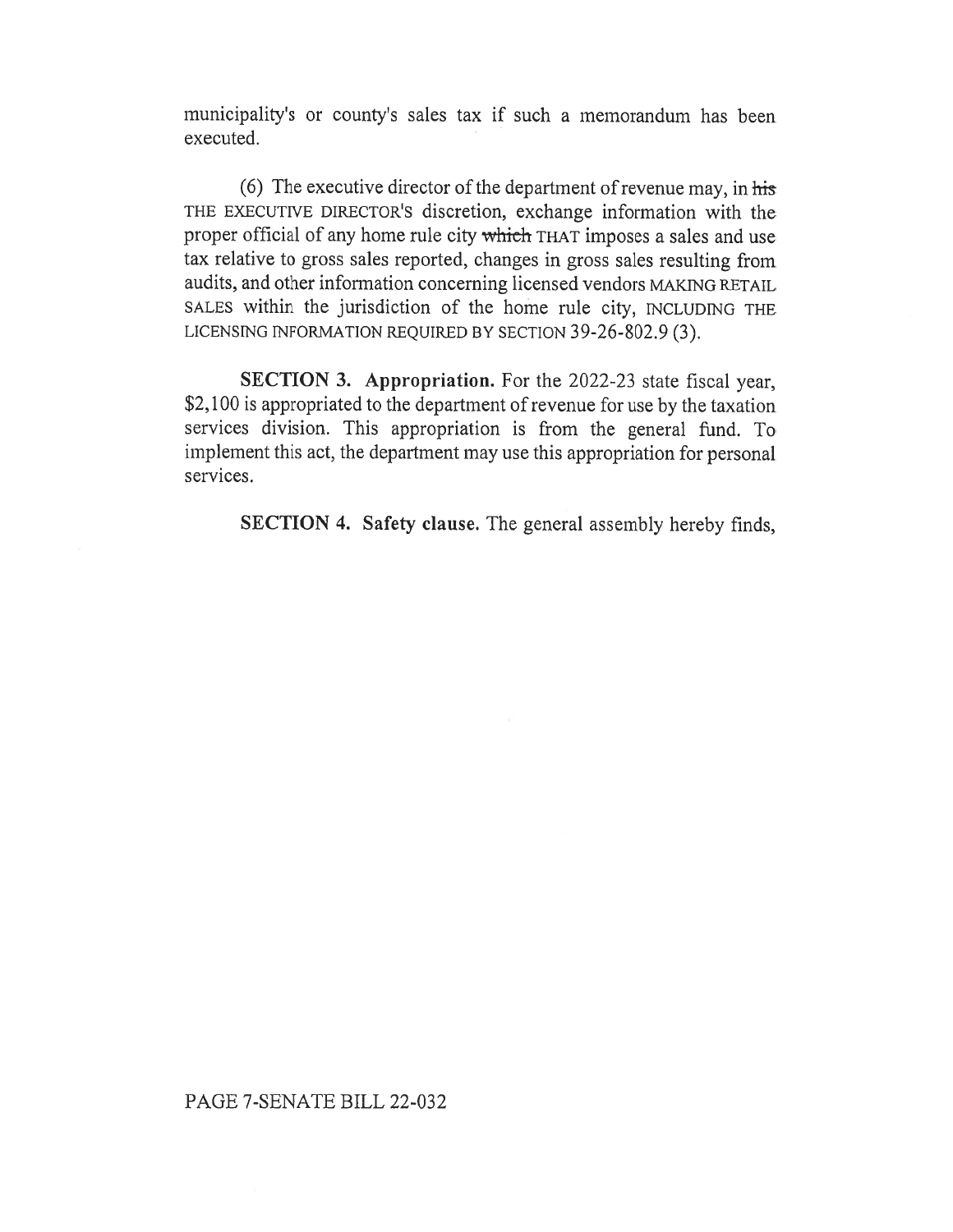municipality's or county's sales tax if such a memorandum has been executed.

(6) The executive director of the department of revenue may, in ~~his~~ THE EXECUTIVE DIRECTOR'S discretion, exchange information with the proper official of any home rule city ~~which~~ THAT imposes a sales and use tax relative to gross sales reported, changes in gross sales resulting from audits, and other information concerning licensed vendors MAKING RETAIL SALES within the jurisdiction of the home rule city, INCLUDING THE LICENSING INFORMATION REQUIRED BY SECTION 39-26-802.9 (3).

**SECTION 3. Appropriation.** For the 2022-23 state fiscal year, $2,100 is appropriated to the department of revenue for use by the taxation services division. This appropriation is from the general fund. To implement this act, the department may use this appropriation for personal services.

**SECTION 4. Safety clause.** The general assembly hereby finds,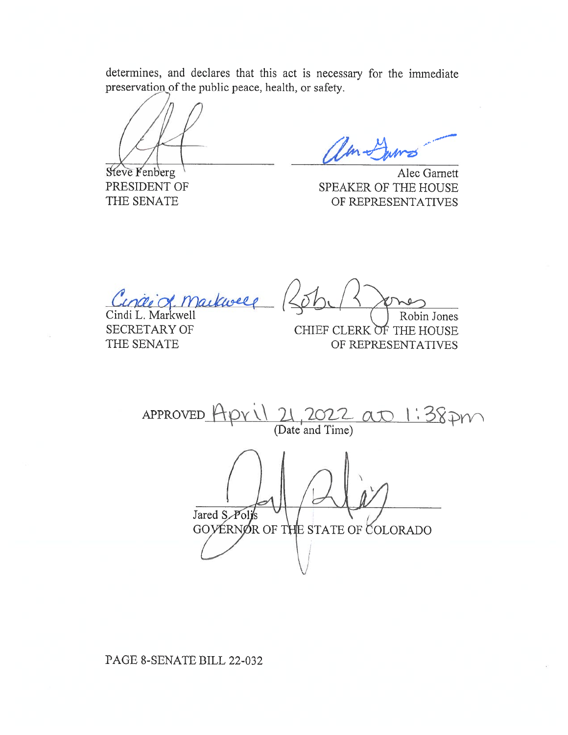determines, and declares that this act is necessary for the immediate preservation of the public peace, health, or safety.

Steve Fenberg
PRESIDENT OF
THE SENATE

Alec Garnett
SPEAKER OF THE HOUSE
OF REPRESENTATIVES

Cindi L. Markwell
SECRETARY OF
THE SENATE

Robin Jones
CHIEF CLERK OF THE HOUSE
OF REPRESENTATIVES

APPROVED April 21, 2022 at 1:38pm
(Date and Time)

Jared S. Polis
GOVERNOR OF THE STATE OF COLORADO

PAGE 8-SENATE BILL 22-032